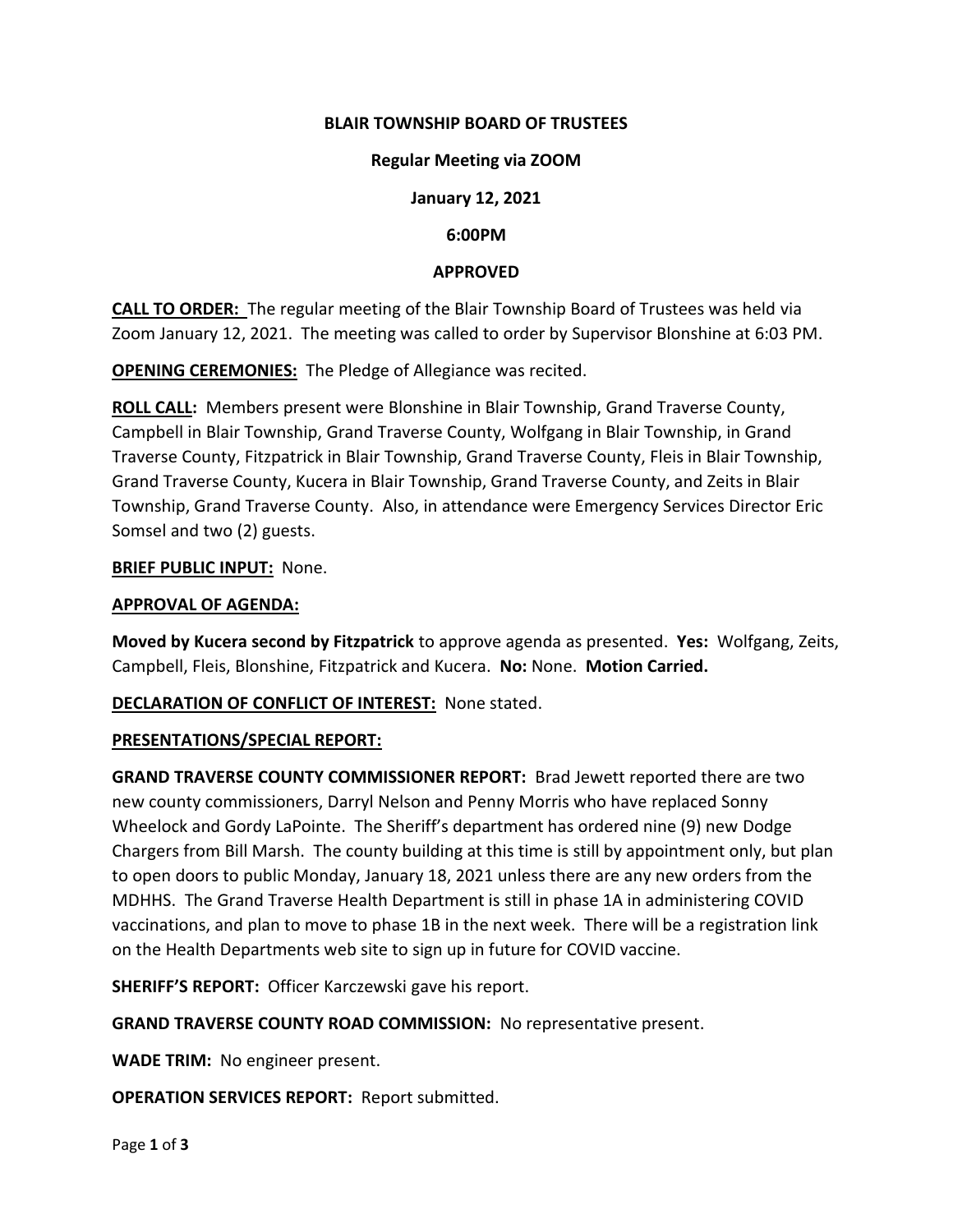**BLAIR TOWNSHIP BOARD OF TRUSTEES**

**Regular Meeting via ZOOM**

**January 12, 2021**

**6:00PM**

**APPROVED**

**CALL TO ORDER:** The regular meeting of the Blair Township Board of Trustees was held via Zoom January 12, 2021. The meeting was called to order by Supervisor Blonshine at 6:03 PM.

**OPENING CEREMONIES:** The Pledge of Allegiance was recited.

**ROLL CALL:** Members present were Blonshine in Blair Township, Grand Traverse County, Campbell in Blair Township, Grand Traverse County, Wolfgang in Blair Township, in Grand Traverse County, Fitzpatrick in Blair Township, Grand Traverse County, Fleis in Blair Township, Grand Traverse County, Kucera in Blair Township, Grand Traverse County, and Zeits in Blair Township, Grand Traverse County. Also, in attendance were Emergency Services Director Eric Somsel and two (2) guests.

**BRIEF PUBLIC INPUT:** None.

**APPROVAL OF AGENDA:**

**Moved by Kucera second by Fitzpatrick** to approve agenda as presented. **Yes:** Wolfgang, Zeits, Campbell, Fleis, Blonshine, Fitzpatrick and Kucera. **No:** None. **Motion Carried.**

**DECLARATION OF CONFLICT OF INTEREST:** None stated.

**PRESENTATIONS/SPECIAL REPORT:**

**GRAND TRAVERSE COUNTY COMMISSIONER REPORT:** Brad Jewett reported there are two new county commissioners, Darryl Nelson and Penny Morris who have replaced Sonny Wheelock and Gordy LaPointe. The Sheriff's department has ordered nine (9) new Dodge Chargers from Bill Marsh. The county building at this time is still by appointment only, but plan to open doors to public Monday, January 18, 2021 unless there are any new orders from the MDHHS. The Grand Traverse Health Department is still in phase 1A in administering COVID vaccinations, and plan to move to phase 1B in the next week. There will be a registration link on the Health Departments web site to sign up in future for COVID vaccine.

**SHERIFF'S REPORT:** Officer Karczewski gave his report.

**GRAND TRAVERSE COUNTY ROAD COMMISSION:** No representative present.

**WADE TRIM:** No engineer present.

**OPERATION SERVICES REPORT:** Report submitted.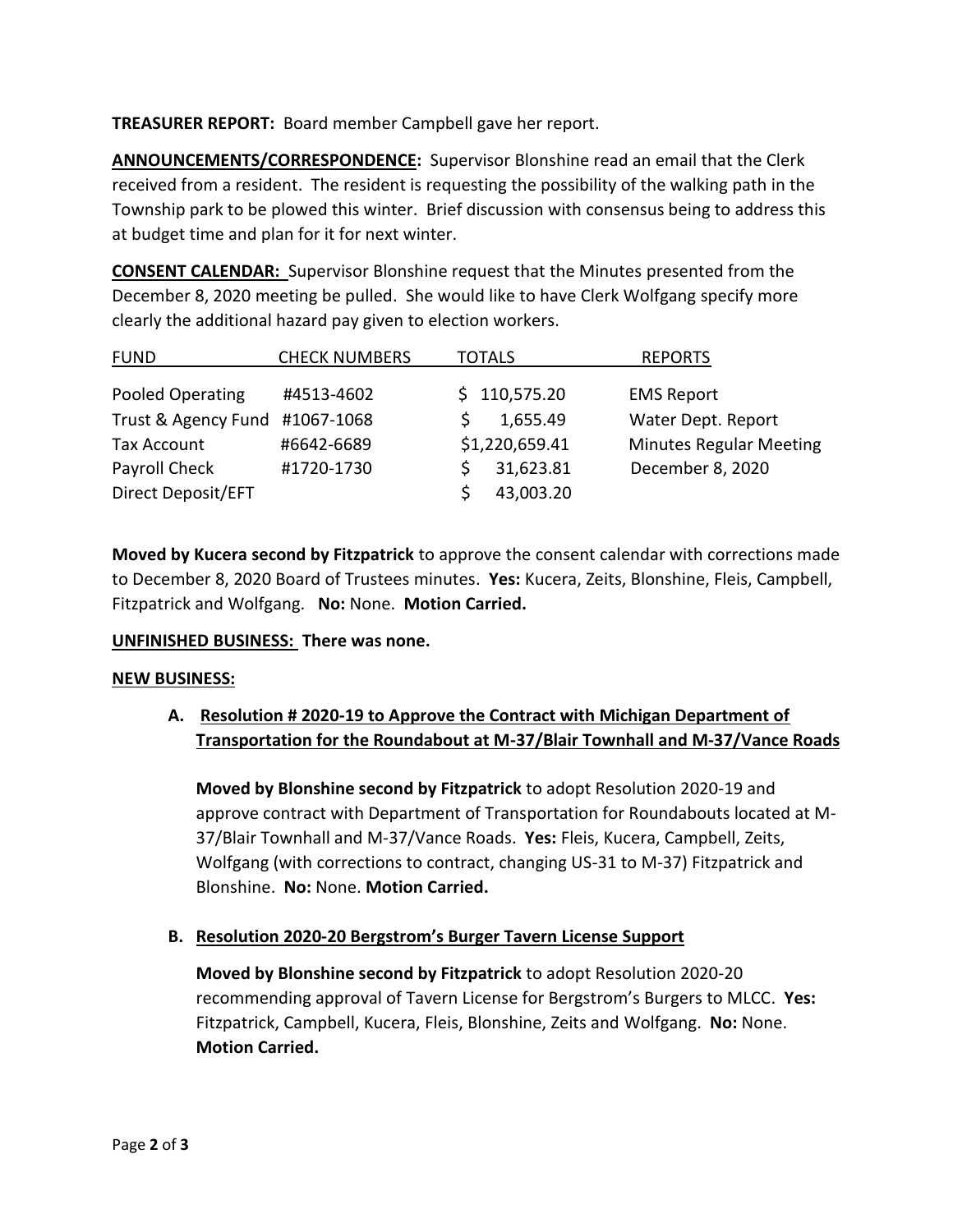**TREASURER REPORT:** Board member Campbell gave her report.

**ANNOUNCEMENTS/CORRESPONDENCE:** Supervisor Blonshine read an email that the Clerk received from a resident. The resident is requesting the possibility of the walking path in the Township park to be plowed this winter. Brief discussion with consensus being to address this at budget time and plan for it for next winter.

**CONSENT CALENDAR:** Supervisor Blonshine request that the Minutes presented from the December 8, 2020 meeting be pulled. She would like to have Clerk Wolfgang specify more clearly the additional hazard pay given to election workers.

| FUND | CHECK NUMBERS | TOTALS | REPORTS |
|---|---|---|---|
| Pooled Operating | #4513-4602 | $ 110,575.20 | EMS Report |
| Trust & Agency Fund | #1067-1068 | $ 1,655.49 | Water Dept. Report |
| Tax Account | #6642-6689 | $1,220,659.41 | Minutes Regular Meeting |
| Payroll Check | #1720-1730 | $ 31,623.81 | December 8, 2020 |
| Direct Deposit/EFT | | $ 43,003.20 | |

**Moved by Kucera second by Fitzpatrick** to approve the consent calendar with corrections made to December 8, 2020 Board of Trustees minutes. **Yes:** Kucera, Zeits, Blonshine, Fleis, Campbell, Fitzpatrick and Wolfgang. **No:** None. **Motion Carried.**

**UNFINISHED BUSINESS: There was none.**

**NEW BUSINESS:**

**A. Resolution # 2020-19 to Approve the Contract with Michigan Department of Transportation for the Roundabout at M-37/Blair Townhall and M-37/Vance Roads**

**Moved by Blonshine second by Fitzpatrick** to adopt Resolution 2020-19 and approve contract with Department of Transportation for Roundabouts located at M-37/Blair Townhall and M-37/Vance Roads. **Yes:** Fleis, Kucera, Campbell, Zeits, Wolfgang (with corrections to contract, changing US-31 to M-37) Fitzpatrick and Blonshine. **No:** None. **Motion Carried.**

**B. Resolution 2020-20 Bergstrom's Burger Tavern License Support**

**Moved by Blonshine second by Fitzpatrick** to adopt Resolution 2020-20 recommending approval of Tavern License for Bergstrom's Burgers to MLCC. **Yes:** Fitzpatrick, Campbell, Kucera, Fleis, Blonshine, Zeits and Wolfgang. **No:** None. **Motion Carried.**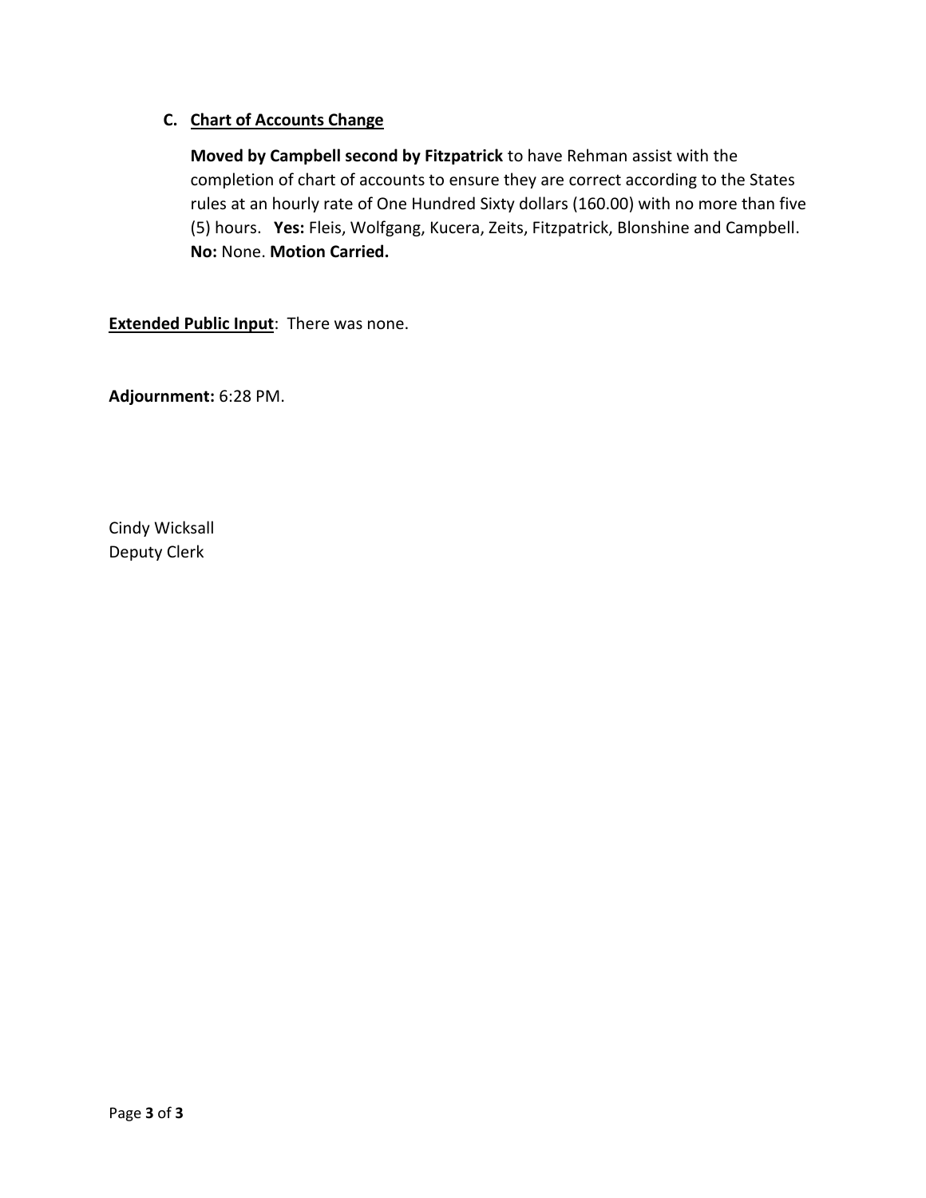### C. **Chart of Accounts Change**

**Moved by Campbell second by Fitzpatrick** to have Rehman assist with the completion of chart of accounts to ensure they are correct according to the States rules at an hourly rate of One Hundred Sixty dollars (160.00) with no more than five (5) hours. **Yes:** Fleis, Wolfgang, Kucera, Zeits, Fitzpatrick, Blonshine and Campbell. **No:** None. **Motion Carried.**

**Extended Public Input**: There was none.

**Adjournment:** 6:28 PM.

Cindy Wicksall
Deputy Clerk